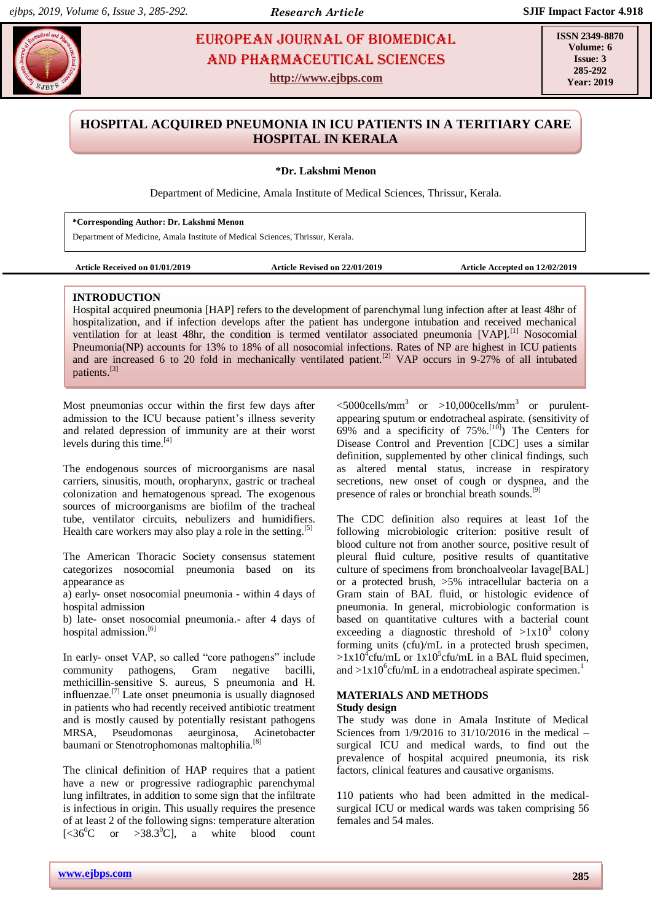# EUROPEAN JOURNAL OF BIOMEDICAL AND PHARMACEUTICAL SCIENCES

http://www.ejbps.com

ISSN 2349-8870
Volume: 6
Issue: 3
285-292
Year: 2019

## HOSPITAL ACQUIRED PNEUMONIA IN ICU PATIENTS IN A TERITIARY CARE HOSPITAL IN KERALA

**\*Dr. Lakshmi Menon**

Department of Medicine, Amala Institute of Medical Sciences, Thrissur, Kerala.

**\*Corresponding Author: Dr. Lakshmi Menon**
Department of Medicine, Amala Institute of Medical Sciences, Thrissur, Kerala.

**Article Received on 01/01/2019** | **Article Revised on 22/01/2019** | **Article Accepted on 12/02/2019**

## INTRODUCTION

Hospital acquired pneumonia [HAP] refers to the development of parenchymal lung infection after at least 48hr of hospitalization, and if infection develops after the patient has undergone intubation and received mechanical ventilation for at least 48hr, the condition is termed ventilator associated pneumonia [VAP].[1] Nosocomial Pneumonia(NP) accounts for 13% to 18% of all nosocomial infections. Rates of NP are highest in ICU patients and are increased 6 to 20 fold in mechanically ventilated patient.[2] VAP occurs in 9-27% of all intubated patients.[3]

Most pneumonias occur within the first few days after admission to the ICU because patient's illness severity and related depression of immunity are at their worst levels during this time.[4]

The endogenous sources of microorganisms are nasal carriers, sinusitis, mouth, oropharynx, gastric or tracheal colonization and hematogenous spread. The exogenous sources of microorganisms are biofilm of the tracheal tube, ventilator circuits, nebulizers and humidifiers. Health care workers may also play a role in the setting.[5]

The American Thoracic Society consensus statement categorizes nosocomial pneumonia based on its appearance as

a) early- onset nosocomial pneumonia - within 4 days of hospital admission

b) late- onset nosocomial pneumonia.- after 4 days of hospital admission.[6]

In early- onset VAP, so called "core pathogens" include community pathogens, Gram negative bacilli, methicillin-sensitive S. aureus, S pneumonia and H. influenzae.[7] Late onset pneumonia is usually diagnosed in patients who had recently received antibiotic treatment and is mostly caused by potentially resistant pathogens MRSA, Pseudomonas aeurginosa, Acinetobacter baumani or Stenotrophomonas maltophilia.[8]

The clinical definition of HAP requires that a patient have a new or progressive radiographic parenchymal lung infiltrates, in addition to some sign that the infiltrate is infectious in origin. This usually requires the presence of at least 2 of the following signs: temperature alteration [$<36^0$C or $>38.3^0$C], a white blood count $<5000$cells/mm$^3$ or $>10,000$cells/mm$^3$ or purulent-appearing sputum or endotracheal aspirate. (sensitivity of 69% and a specificity of 75%.[10]) The Centers for Disease Control and Prevention [CDC] uses a similar definition, supplemented by other clinical findings, such as altered mental status, increase in respiratory secretions, new onset of cough or dyspnea, and the presence of rales or bronchial breath sounds.[9]

The CDC definition also requires at least 1of the following microbiologic criterion: positive result of blood culture not from another source, positive result of pleural fluid culture, positive results of quantitative culture of specimens from bronchoalveolar lavage[BAL] or a protected brush, >5% intracellular bacteria on a Gram stain of BAL fluid, or histologic evidence of pneumonia. In general, microbiologic conformation is based on quantitative cultures with a bacterial count exceeding a diagnostic threshold of $>1\times10^3$ colony forming units (cfu)/mL in a protected brush specimen, $>1\times10^4$cfu/mL or $1\times10^5$cfu/mL in a BAL fluid specimen, and $>1\times10^6$cfu/mL in a endotracheal aspirate specimen.[1]

## MATERIALS AND METHODS

### Study design

The study was done in Amala Institute of Medical Sciences from 1/9/2016 to 31/10/2016 in the medical – surgical ICU and medical wards, to find out the prevalence of hospital acquired pneumonia, its risk factors, clinical features and causative organisms.

110 patients who had been admitted in the medical-surgical ICU or medical wards was taken comprising 56 females and 54 males.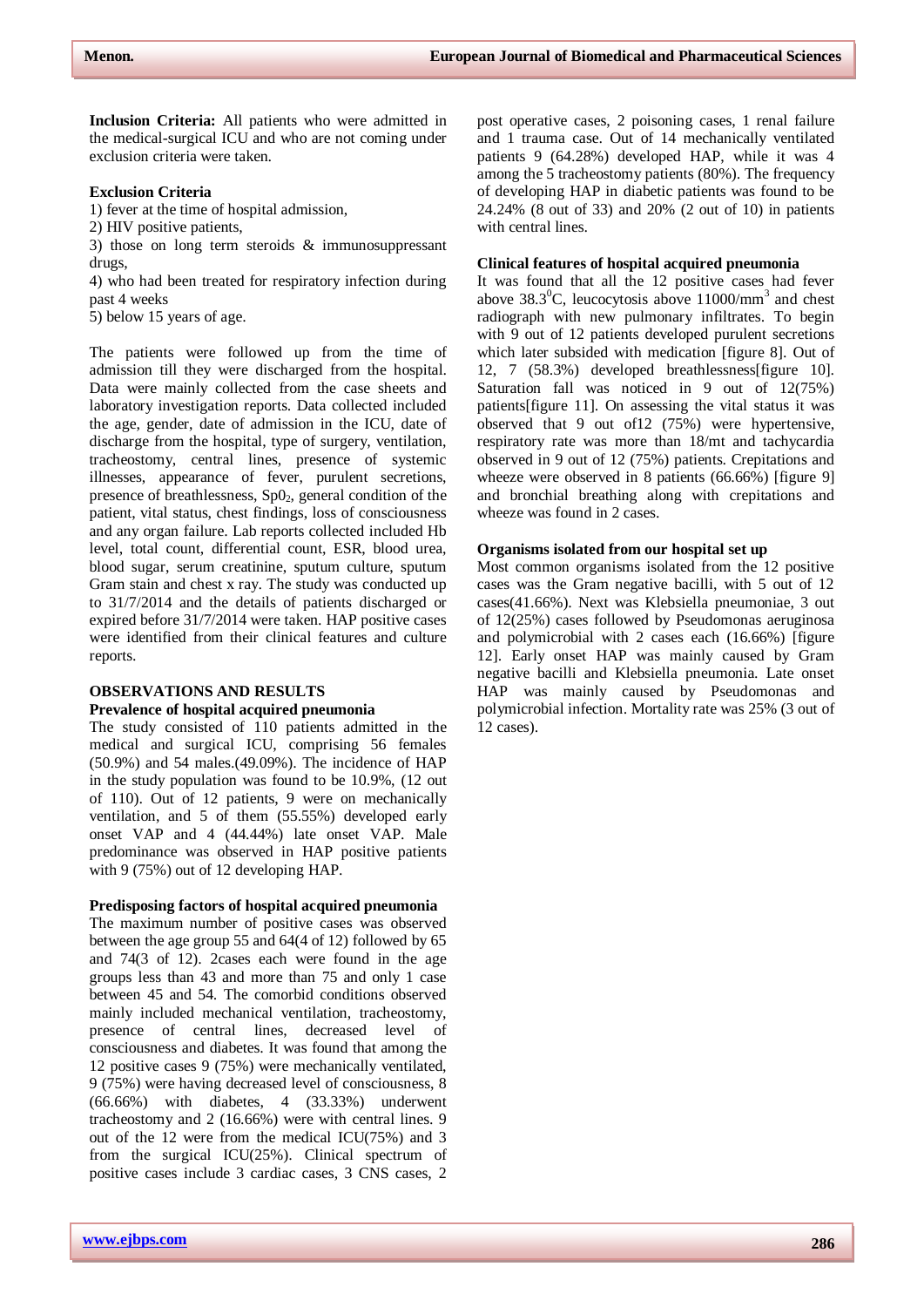**Inclusion Criteria:** All patients who were admitted in the medical-surgical ICU and who are not coming under exclusion criteria were taken.

**Exclusion Criteria**

1) fever at the time of hospital admission,
2) HIV positive patients,
3) those on long term steroids & immunosuppressant drugs,
4) who had been treated for respiratory infection during past 4 weeks
5) below 15 years of age.

The patients were followed up from the time of admission till they were discharged from the hospital. Data were mainly collected from the case sheets and laboratory investigation reports. Data collected included the age, gender, date of admission in the ICU, date of discharge from the hospital, type of surgery, ventilation, tracheostomy, central lines, presence of systemic illnesses, appearance of fever, purulent secretions, presence of breathlessness, $Sp0_2$, general condition of the patient, vital status, chest findings, loss of consciousness and any organ failure. Lab reports collected included Hb level, total count, differential count, ESR, blood urea, blood sugar, serum creatinine, sputum culture, sputum Gram stain and chest x ray. The study was conducted up to 31/7/2014 and the details of patients discharged or expired before 31/7/2014 were taken. HAP positive cases were identified from their clinical features and culture reports.

## OBSERVATIONS AND RESULTS

### Prevalence of hospital acquired pneumonia

The study consisted of 110 patients admitted in the medical and surgical ICU, comprising 56 females (50.9%) and 54 males.(49.09%). The incidence of HAP in the study population was found to be 10.9%, (12 out of 110). Out of 12 patients, 9 were on mechanically ventilation, and 5 of them (55.55%) developed early onset VAP and 4 (44.44%) late onset VAP. Male predominance was observed in HAP positive patients with 9 (75%) out of 12 developing HAP.

### Predisposing factors of hospital acquired pneumonia

The maximum number of positive cases was observed between the age group 55 and 64(4 of 12) followed by 65 and 74(3 of 12). 2cases each were found in the age groups less than 43 and more than 75 and only 1 case between 45 and 54. The comorbid conditions observed mainly included mechanical ventilation, tracheostomy, presence of central lines, decreased level of consciousness and diabetes. It was found that among the 12 positive cases 9 (75%) were mechanically ventilated, 9 (75%) were having decreased level of consciousness, 8 (66.66%) with diabetes, 4 (33.33%) underwent tracheostomy and 2 (16.66%) were with central lines. 9 out of the 12 were from the medical ICU(75%) and 3 from the surgical ICU(25%). Clinical spectrum of positive cases include 3 cardiac cases, 3 CNS cases, 2 post operative cases, 2 poisoning cases, 1 renal failure and 1 trauma case. Out of 14 mechanically ventilated patients 9 (64.28%) developed HAP, while it was 4 among the 5 tracheostomy patients (80%). The frequency of developing HAP in diabetic patients was found to be 24.24% (8 out of 33) and 20% (2 out of 10) in patients with central lines.

### Clinical features of hospital acquired pneumonia

It was found that all the 12 positive cases had fever above $38.3^0$C, leucocytosis above 11000/mm$^3$ and chest radiograph with new pulmonary infiltrates. To begin with 9 out of 12 patients developed purulent secretions which later subsided with medication [figure 8]. Out of 12, 7 (58.3%) developed breathlessness[figure 10]. Saturation fall was noticed in 9 out of 12(75%) patients[figure 11]. On assessing the vital status it was observed that 9 out of12 (75%) were hypertensive, respiratory rate was more than 18/mt and tachycardia observed in 9 out of 12 (75%) patients. Crepitations and wheeze were observed in 8 patients (66.66%) [figure 9] and bronchial breathing along with crepitations and wheeze was found in 2 cases.

### Organisms isolated from our hospital set up

Most common organisms isolated from the 12 positive cases was the Gram negative bacilli, with 5 out of 12 cases(41.66%). Next was Klebsiella pneumoniae, 3 out of 12(25%) cases followed by Pseudomonas aeruginosa and polymicrobial with 2 cases each (16.66%) [figure 12]. Early onset HAP was mainly caused by Gram negative bacilli and Klebsiella pneumonia. Late onset HAP was mainly caused by Pseudomonas and polymicrobial infection. Mortality rate was 25% (3 out of 12 cases).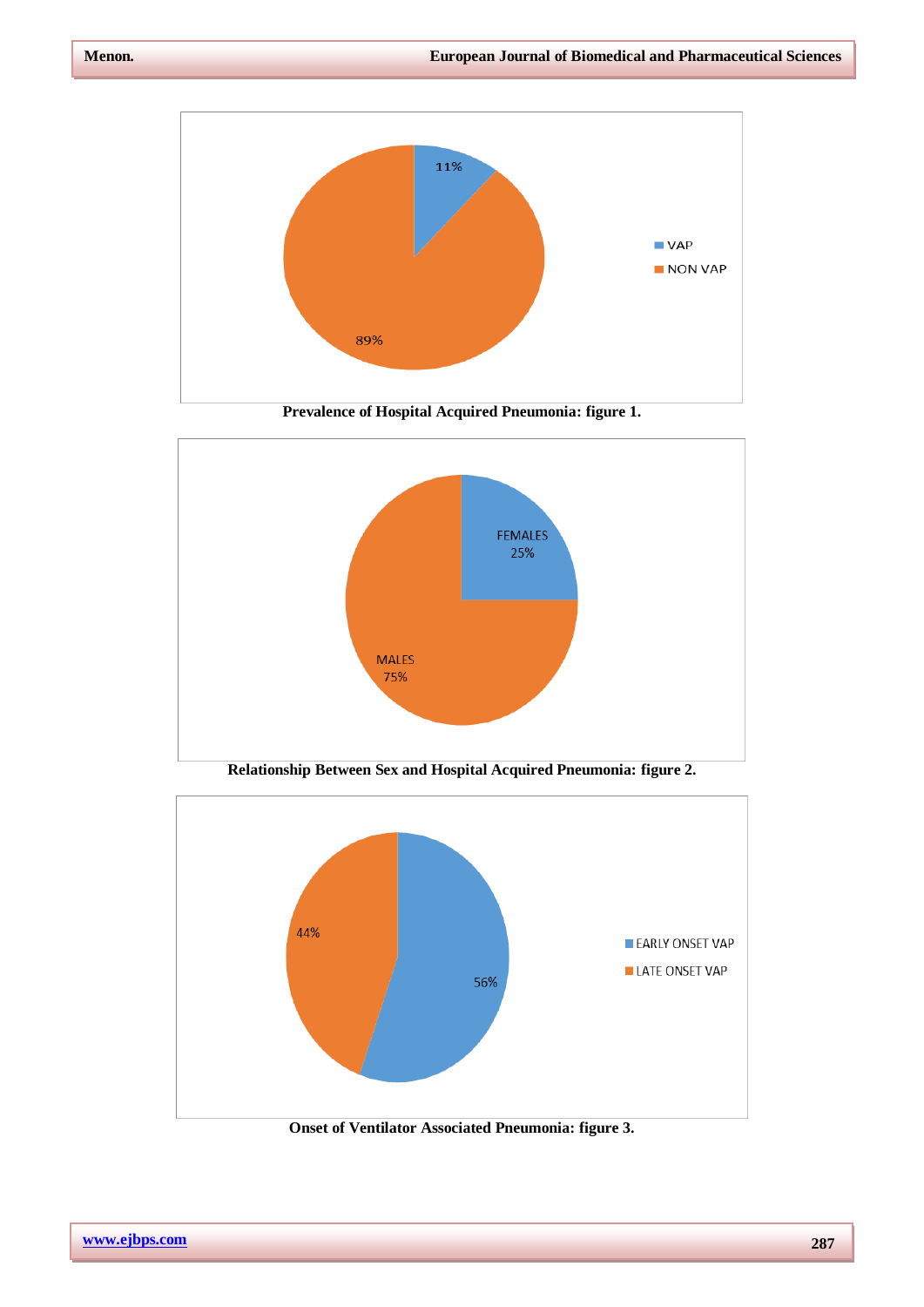Prevalence of Hospital Acquired Pneumonia: figure 1.

Relationship Between Sex and Hospital Acquired Pneumonia: figure 2.

Onset of Ventilator Associated Pneumonia: figure 3.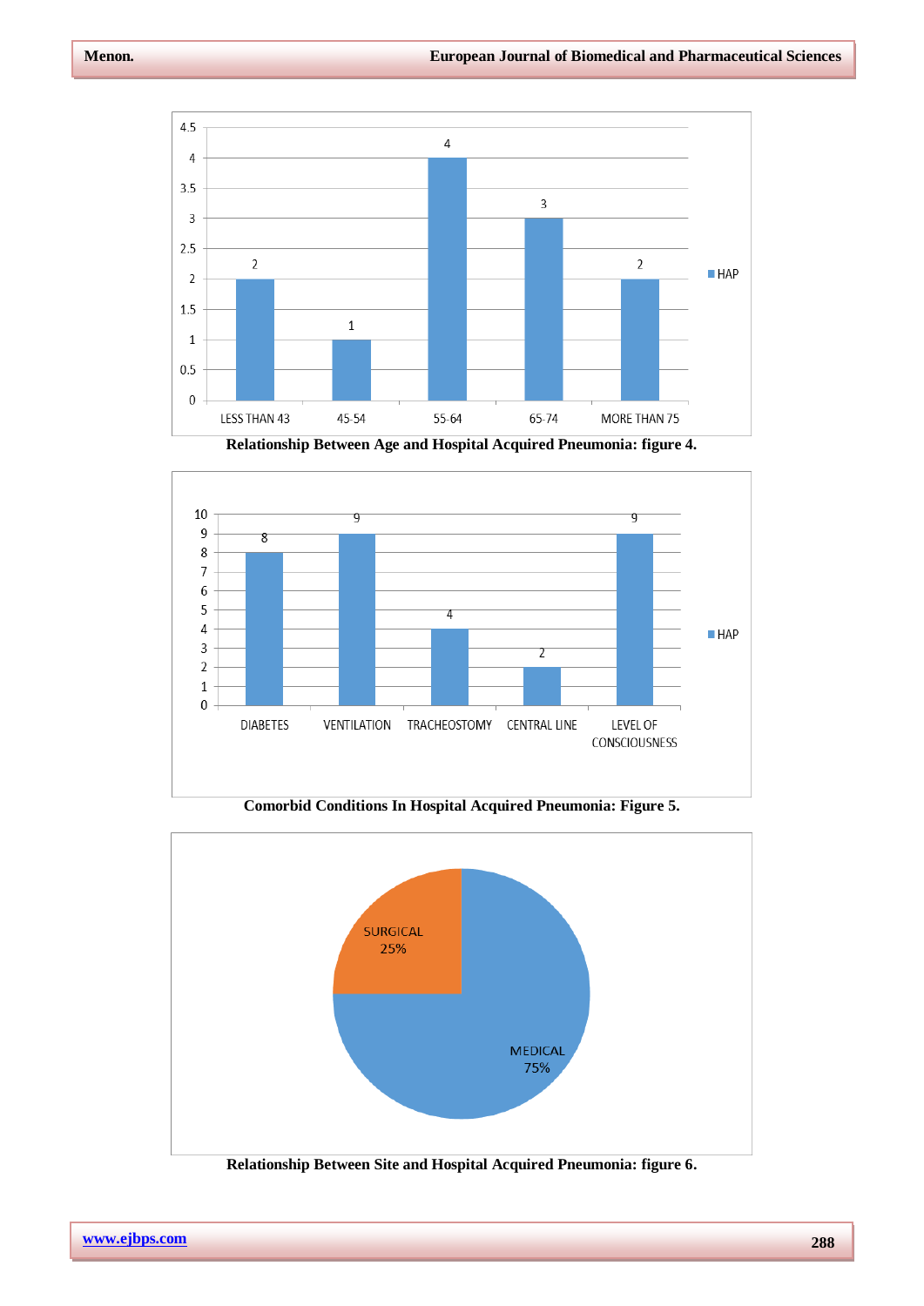| Age group | HAP |
|---|---|
| LESS THAN 43 | 2 |
| 45-54 | 1 |
| 55-64 | 4 |
| 65-74 | 3 |
| MORE THAN 75 | 2 |

**Relationship Between Age and Hospital Acquired Pneumonia: figure 4.**

| Comorbid condition | HAP |
|---|---|
| DIABETES | 8 |
| VENTILATION | 9 |
| TRACHEOSTOMY | 4 |
| CENTRAL LINE | 2 |
| LEVEL OF CONSCIOUSNESS | 9 |

**Comorbid Conditions In Hospital Acquired Pneumonia: Figure 5.**

| Site | Percentage |
|---|---|
| SURGICAL | 25% |
| MEDICAL | 75% |

**Relationship Between Site and Hospital Acquired Pneumonia: figure 6.**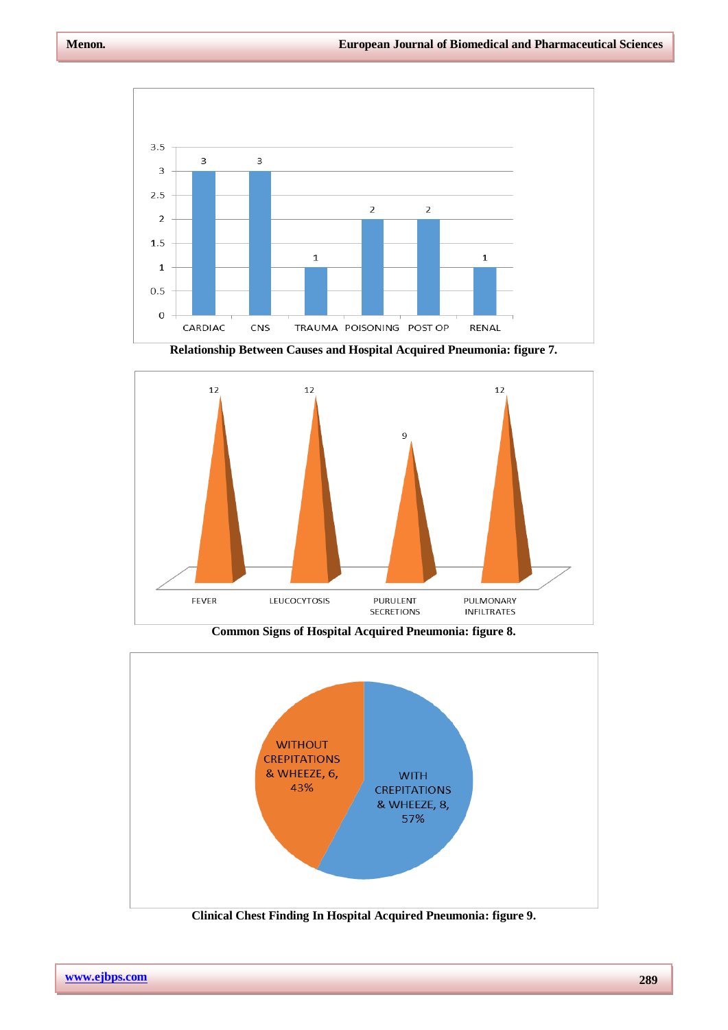| Cause | Count |
|---|---|
| CARDIAC | 3 |
| CNS | 3 |
| TRAUMA | 1 |
| POISONING | 2 |
| POST OP | 2 |
| RENAL | 1 |

**Relationship Between Causes and Hospital Acquired Pneumonia: figure 7.**

| Sign | Count |
|---|---|
| FEVER | 12 |
| LEUCOCYTOSIS | 12 |
| PURULENT SECRETIONS | 9 |
| PULMONARY INFILTRATES | 12 |

**Common Signs of Hospital Acquired Pneumonia: figure 8.**

| Finding | Count | Percentage |
|---|---|---|
| WITHOUT CREPITATIONS & WHEEZE | 6 | 43% |
| WITH CREPITATIONS & WHEEZE | 8 | 57% |

**Clinical Chest Finding In Hospital Acquired Pneumonia: figure 9.**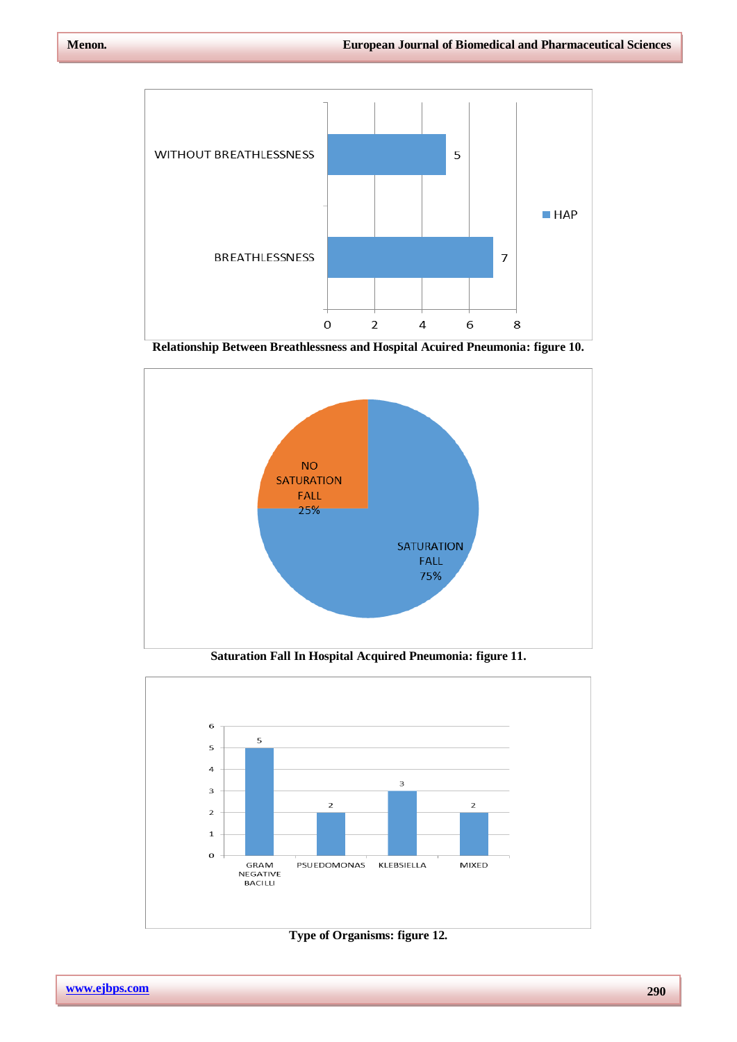| | HAP |
|---|---|
| WITHOUT BREATHLESSNESS | 5 |
| BREATHLESSNESS | 7 |

**Relationship Between Breathlessness and Hospital Acuired Pneumonia: figure 10.**

| | % |
|---|---|
| NO SATURATION FALL | 25% |
| SATURATION FALL | 75% |

**Saturation Fall In Hospital Acquired Pneumonia: figure 11.**

| Organism | Count |
|---|---|
| GRAM NEGATIVE BACILLI | 5 |
| PSUEDOMONAS | 2 |
| KLEBSIELLA | 3 |
| MIXED | 2 |

**Type of Organisms: figure 12.**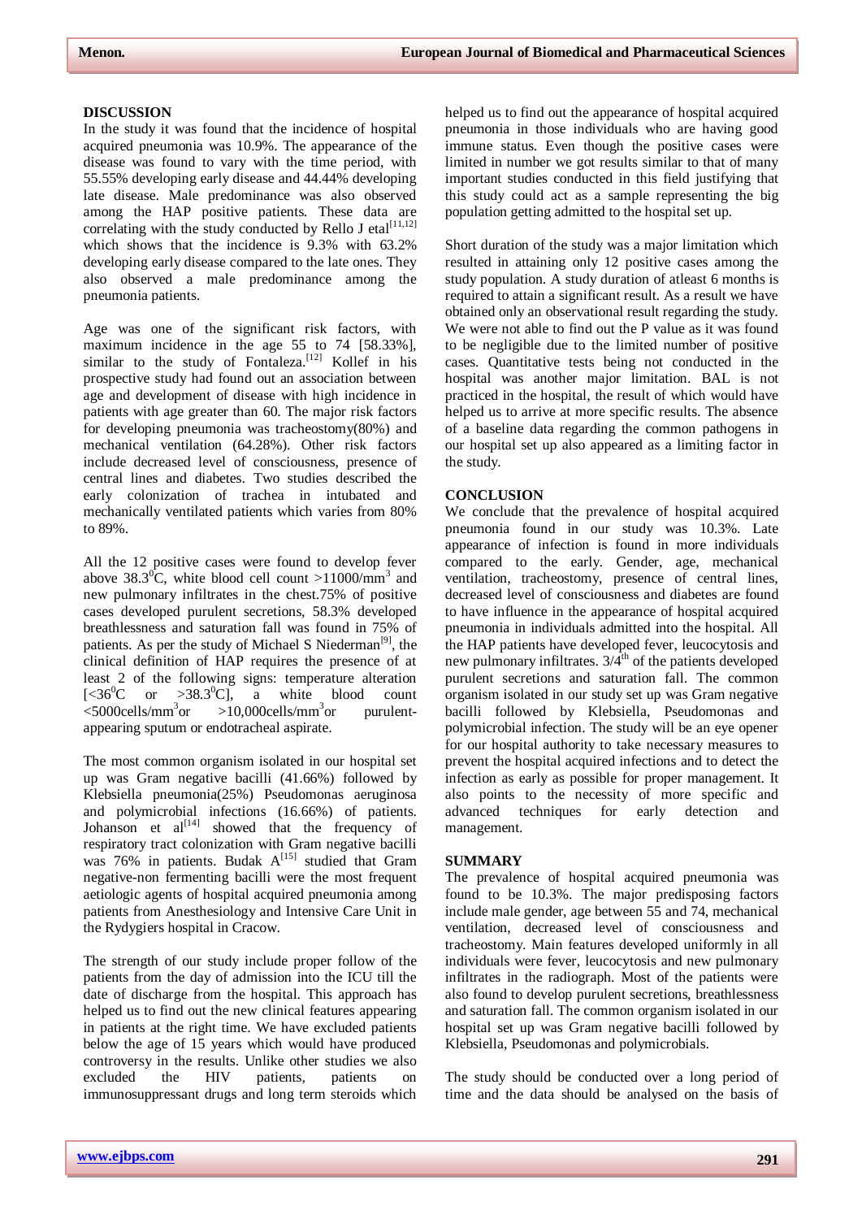## DISCUSSION

In the study it was found that the incidence of hospital acquired pneumonia was 10.9%. The appearance of the disease was found to vary with the time period, with 55.55% developing early disease and 44.44% developing late disease. Male predominance was also observed among the HAP positive patients. These data are correlating with the study conducted by Rello J etal[11,12] which shows that the incidence is 9.3% with 63.2% developing early disease compared to the late ones. They also observed a male predominance among the pneumonia patients.

Age was one of the significant risk factors, with maximum incidence in the age 55 to 74 [58.33%], similar to the study of Fontaleza.[12] Kollef in his prospective study had found out an association between age and development of disease with high incidence in patients with age greater than 60. The major risk factors for developing pneumonia was tracheostomy(80%) and mechanical ventilation (64.28%). Other risk factors include decreased level of consciousness, presence of central lines and diabetes. Two studies described the early colonization of trachea in intubated and mechanically ventilated patients which varies from 80% to 89%.

All the 12 positive cases were found to develop fever above $38.3^0$C, white blood cell count >11000/mm$^3$ and new pulmonary infiltrates in the chest.75% of positive cases developed purulent secretions, 58.3% developed breathlessness and saturation fall was found in 75% of patients. As per the study of Michael S Niederman[9], the clinical definition of HAP requires the presence of at least 2 of the following signs: temperature alteration [<$36^0$C or >$38.3^0$C], a white blood count <5000cells/mm$^3$or >10,000cells/mm$^3$or purulent-appearing sputum or endotracheal aspirate.

The most common organism isolated in our hospital set up was Gram negative bacilli (41.66%) followed by Klebsiella pneumonia(25%) Pseudomonas aeruginosa and polymicrobial infections (16.66%) of patients. Johanson et al[14] showed that the frequency of respiratory tract colonization with Gram negative bacilli was 76% in patients. Budak A[15] studied that Gram negative-non fermenting bacilli were the most frequent aetiologic agents of hospital acquired pneumonia among patients from Anesthesiology and Intensive Care Unit in the Rydygiers hospital in Cracow.

The strength of our study include proper follow of the patients from the day of admission into the ICU till the date of discharge from the hospital. This approach has helped us to find out the new clinical features appearing in patients at the right time. We have excluded patients below the age of 15 years which would have produced controversy in the results. Unlike other studies we also excluded the HIV patients, patients on immunosuppressant drugs and long term steroids which helped us to find out the appearance of hospital acquired pneumonia in those individuals who are having good immune status. Even though the positive cases were limited in number we got results similar to that of many important studies conducted in this field justifying that this study could act as a sample representing the big population getting admitted to the hospital set up.

Short duration of the study was a major limitation which resulted in attaining only 12 positive cases among the study population. A study duration of atleast 6 months is required to attain a significant result. As a result we have obtained only an observational result regarding the study. We were not able to find out the P value as it was found to be negligible due to the limited number of positive cases. Quantitative tests being not conducted in the hospital was another major limitation. BAL is not practiced in the hospital, the result of which would have helped us to arrive at more specific results. The absence of a baseline data regarding the common pathogens in our hospital set up also appeared as a limiting factor in the study.

## CONCLUSION

We conclude that the prevalence of hospital acquired pneumonia found in our study was 10.3%. Late appearance of infection is found in more individuals compared to the early. Gender, age, mechanical ventilation, tracheostomy, presence of central lines, decreased level of consciousness and diabetes are found to have influence in the appearance of hospital acquired pneumonia in individuals admitted into the hospital. All the HAP patients have developed fever, leucocytosis and new pulmonary infiltrates. 3/4$^{th}$ of the patients developed purulent secretions and saturation fall. The common organism isolated in our study set up was Gram negative bacilli followed by Klebsiella, Pseudomonas and polymicrobial infection. The study will be an eye opener for our hospital authority to take necessary measures to prevent the hospital acquired infections and to detect the infection as early as possible for proper management. It also points to the necessity of more specific and advanced techniques for early detection and management.

## SUMMARY

The prevalence of hospital acquired pneumonia was found to be 10.3%. The major predisposing factors include male gender, age between 55 and 74, mechanical ventilation, decreased level of consciousness and tracheostomy. Main features developed uniformly in all individuals were fever, leucocytosis and new pulmonary infiltrates in the radiograph. Most of the patients were also found to develop purulent secretions, breathlessness and saturation fall. The common organism isolated in our hospital set up was Gram negative bacilli followed by Klebsiella, Pseudomonas and polymicrobials.

The study should be conducted over a long period of time and the data should be analysed on the basis of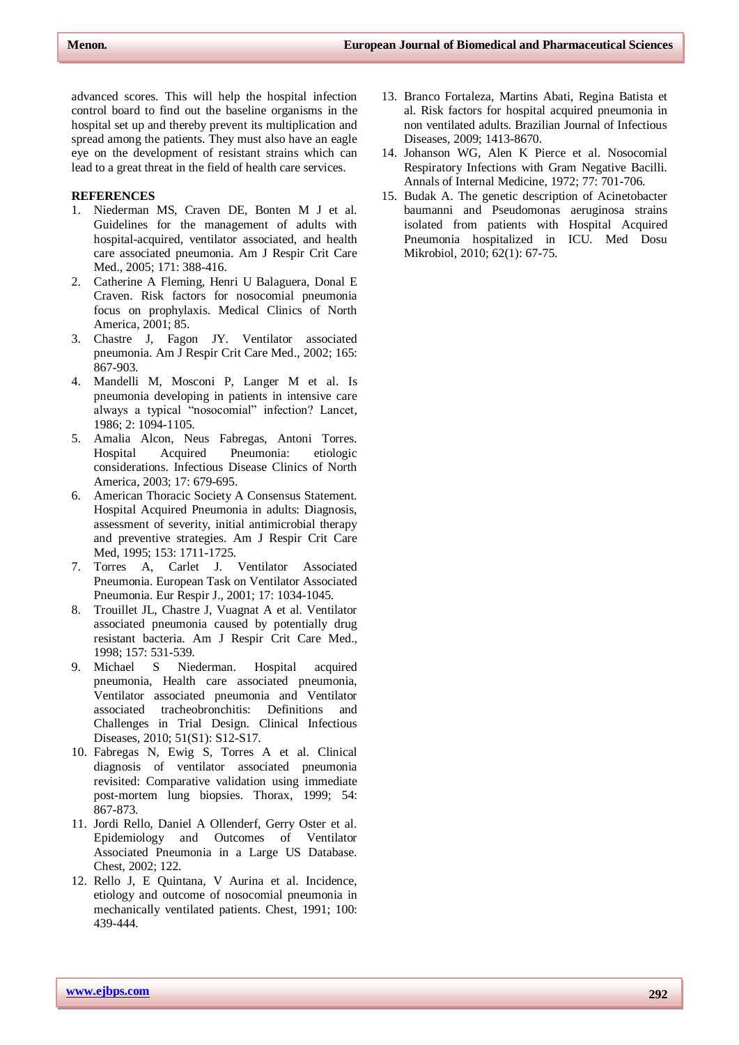advanced scores. This will help the hospital infection control board to find out the baseline organisms in the hospital set up and thereby prevent its multiplication and spread among the patients. They must also have an eagle eye on the development of resistant strains which can lead to a great threat in the field of health care services.

## REFERENCES

1. Niederman MS, Craven DE, Bonten M J et al. Guidelines for the management of adults with hospital-acquired, ventilator associated, and health care associated pneumonia. Am J Respir Crit Care Med., 2005; 171: 388-416.
2. Catherine A Fleming, Henri U Balaguera, Donal E Craven. Risk factors for nosocomial pneumonia focus on prophylaxis. Medical Clinics of North America, 2001; 85.
3. Chastre J, Fagon JY. Ventilator associated pneumonia. Am J Respir Crit Care Med., 2002; 165: 867-903.
4. Mandelli M, Mosconi P, Langer M et al. Is pneumonia developing in patients in intensive care always a typical "nosocomial" infection? Lancet, 1986; 2: 1094-1105.
5. Amalia Alcon, Neus Fabregas, Antoni Torres. Hospital Acquired Pneumonia: etiologic considerations. Infectious Disease Clinics of North America, 2003; 17: 679-695.
6. American Thoracic Society A Consensus Statement. Hospital Acquired Pneumonia in adults: Diagnosis, assessment of severity, initial antimicrobial therapy and preventive strategies. Am J Respir Crit Care Med, 1995; 153: 1711-1725.
7. Torres A, Carlet J. Ventilator Associated Pneumonia. European Task on Ventilator Associated Pneumonia. Eur Respir J., 2001; 17: 1034-1045.
8. Trouillet JL, Chastre J, Vuagnat A et al. Ventilator associated pneumonia caused by potentially drug resistant bacteria. Am J Respir Crit Care Med., 1998; 157: 531-539.
9. Michael S Niederman. Hospital acquired pneumonia, Health care associated pneumonia, Ventilator associated pneumonia and Ventilator associated tracheobronchitis: Definitions and Challenges in Trial Design. Clinical Infectious Diseases, 2010; 51(S1): S12-S17.
10. Fabregas N, Ewig S, Torres A et al. Clinical diagnosis of ventilator associated pneumonia revisited: Comparative validation using immediate post-mortem lung biopsies. Thorax, 1999; 54: 867-873.
11. Jordi Rello, Daniel A Ollenderf, Gerry Oster et al. Epidemiology and Outcomes of Ventilator Associated Pneumonia in a Large US Database. Chest, 2002; 122.
12. Rello J, E Quintana, V Aurina et al. Incidence, etiology and outcome of nosocomial pneumonia in mechanically ventilated patients. Chest, 1991; 100: 439-444.
13. Branco Fortaleza, Martins Abati, Regina Batista et al. Risk factors for hospital acquired pneumonia in non ventilated adults. Brazilian Journal of Infectious Diseases, 2009; 1413-8670.
14. Johanson WG, Alen K Pierce et al. Nosocomial Respiratory Infections with Gram Negative Bacilli. Annals of Internal Medicine, 1972; 77: 701-706.
15. Budak A. The genetic description of Acinetobacter baumanni and Pseudomonas aeruginosa strains isolated from patients with Hospital Acquired Pneumonia hospitalized in ICU. Med Dosu Mikrobiol, 2010; 62(1): 67-75.